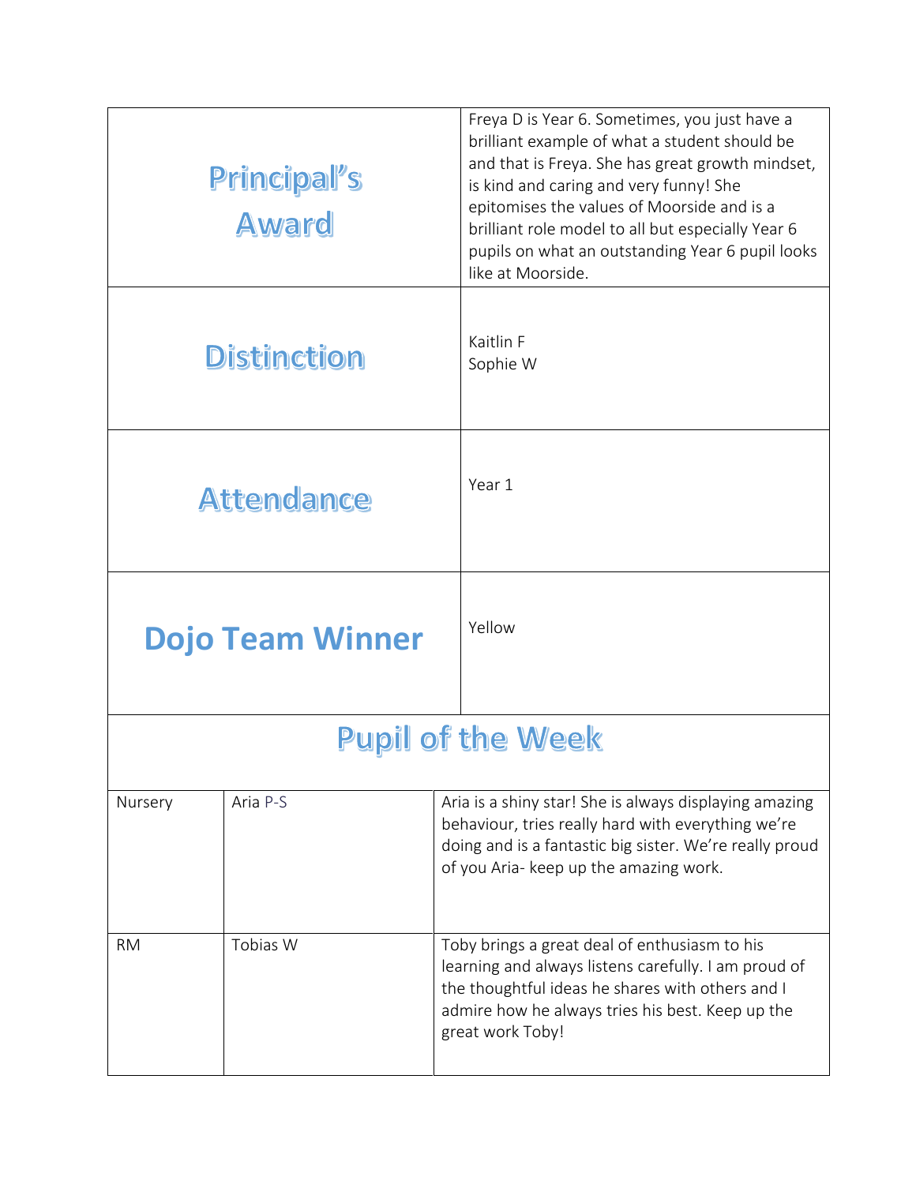| Principal's Award | Freya D is Year 6. Sometimes, you just have a brilliant example of what a student should be and that is Freya. She has great growth mindset, is kind and caring and very funny! She epitomises the values of Moorside and is a brilliant role model to all but especially Year 6 pupils on what an outstanding Year 6 pupil looks like at Moorside. |
|---|---|
| Distinction | Kaitlin F<br>Sophie W |
| Attendance | Year 1 |
| Dojo Team Winner | Yellow |

## Pupil of the Week

| Class | Pupil | Comment |
|---|---|---|
| Nursery | Aria P-S | Aria is a shiny star! She is always displaying amazing behaviour, tries really hard with everything we're doing and is a fantastic big sister. We're really proud of you Aria- keep up the amazing work. |
| RM | Tobias W | Toby brings a great deal of enthusiasm to his learning and always listens carefully. I am proud of the thoughtful ideas he shares with others and I admire how he always tries his best. Keep up the great work Toby! |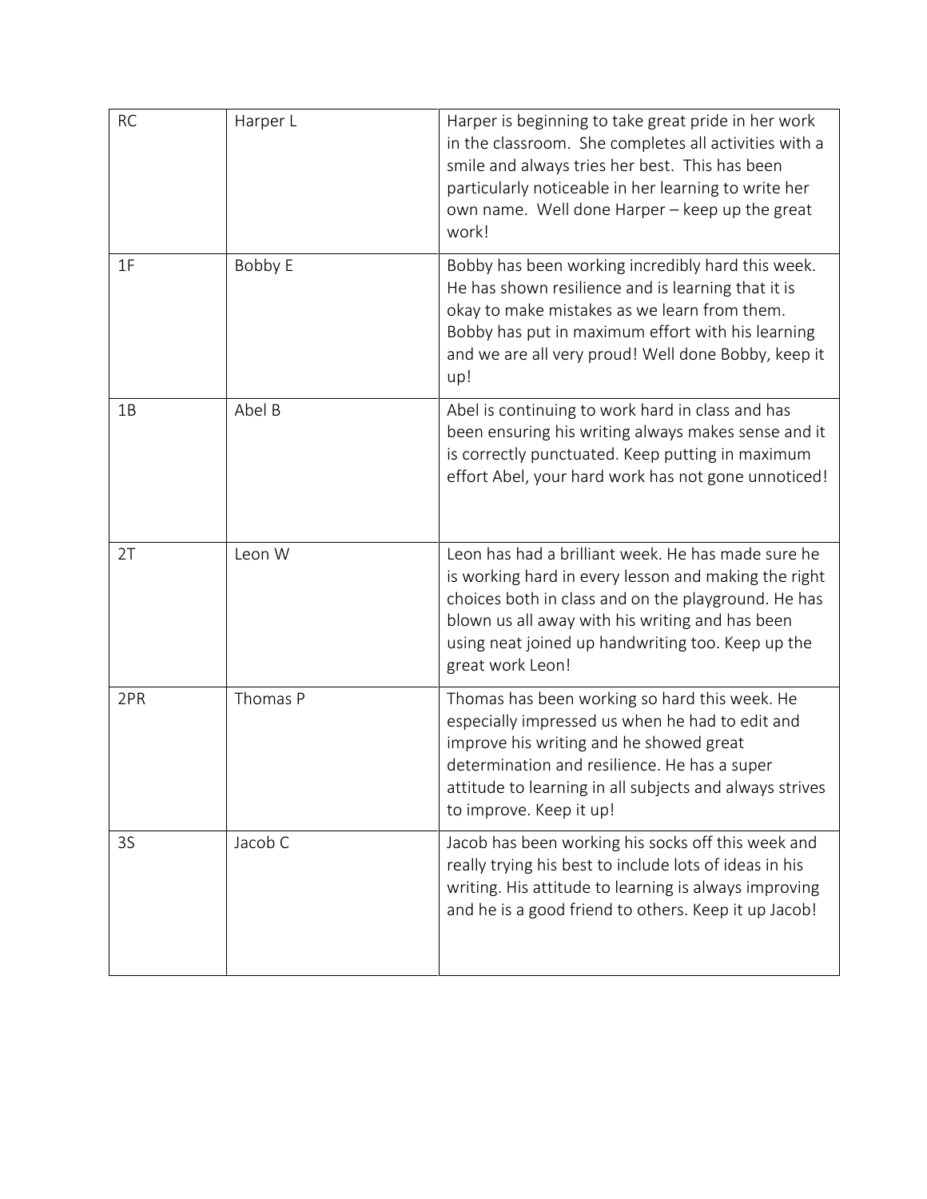| RC | Harper L | Harper is beginning to take great pride in her work in the classroom. She completes all activities with a smile and always tries her best. This has been particularly noticeable in her learning to write her own name. Well done Harper – keep up the great work! |
|---|---|---|
| 1F | Bobby E | Bobby has been working incredibly hard this week. He has shown resilience and is learning that it is okay to make mistakes as we learn from them. Bobby has put in maximum effort with his learning and we are all very proud! Well done Bobby, keep it up! |
| 1B | Abel B | Abel is continuing to work hard in class and has been ensuring his writing always makes sense and it is correctly punctuated. Keep putting in maximum effort Abel, your hard work has not gone unnoticed! |
| 2T | Leon W | Leon has had a brilliant week. He has made sure he is working hard in every lesson and making the right choices both in class and on the playground. He has blown us all away with his writing and has been using neat joined up handwriting too. Keep up the great work Leon! |
| 2PR | Thomas P | Thomas has been working so hard this week. He especially impressed us when he had to edit and improve his writing and he showed great determination and resilience. He has a super attitude to learning in all subjects and always strives to improve. Keep it up! |
| 3S | Jacob C | Jacob has been working his socks off this week and really trying his best to include lots of ideas in his writing. His attitude to learning is always improving and he is a good friend to others. Keep it up Jacob! |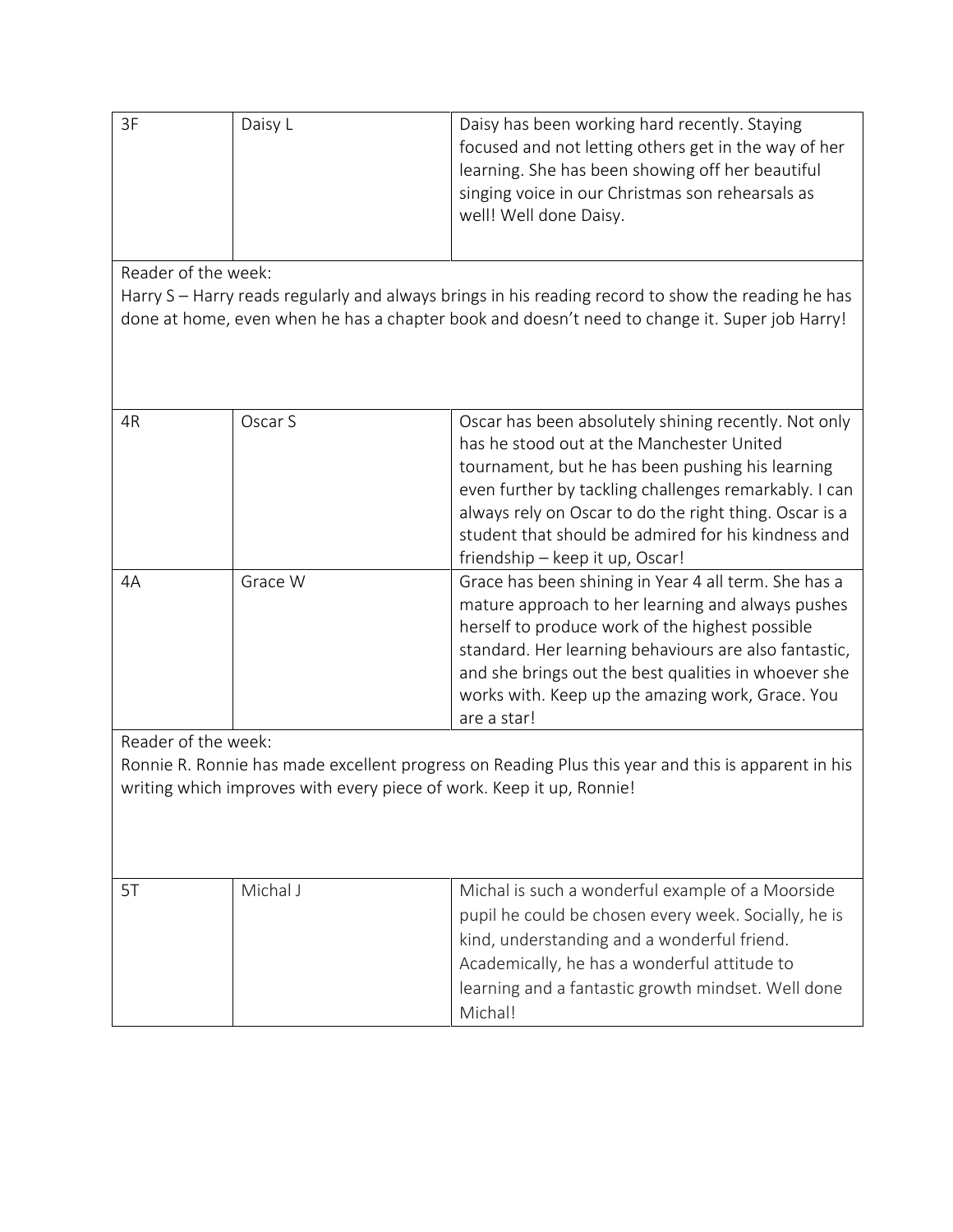| 3F | Daisy L | Daisy has been working hard recently. Staying focused and not letting others get in the way of her learning. She has been showing off her beautiful singing voice in our Christmas son rehearsals as well! Well done Daisy. |
|---|---|---|

Reader of the week:
Harry S – Harry reads regularly and always brings in his reading record to show the reading he has done at home, even when he has a chapter book and doesn't need to change it. Super job Harry!

| 4R | Oscar S | Oscar has been absolutely shining recently. Not only has he stood out at the Manchester United tournament, but he has been pushing his learning even further by tackling challenges remarkably. I can always rely on Oscar to do the right thing. Oscar is a student that should be admired for his kindness and friendship – keep it up, Oscar! |
|---|---|---|
| 4A | Grace W | Grace has been shining in Year 4 all term. She has a mature approach to her learning and always pushes herself to produce work of the highest possible standard. Her learning behaviours are also fantastic, and she brings out the best qualities in whoever she works with. Keep up the amazing work, Grace. You are a star! |

Reader of the week:
Ronnie R. Ronnie has made excellent progress on Reading Plus this year and this is apparent in his writing which improves with every piece of work. Keep it up, Ronnie!

| 5T | Michal J | Michal is such a wonderful example of a Moorside pupil he could be chosen every week. Socially, he is kind, understanding and a wonderful friend. Academically, he has a wonderful attitude to learning and a fantastic growth mindset. Well done Michal! |
|---|---|---|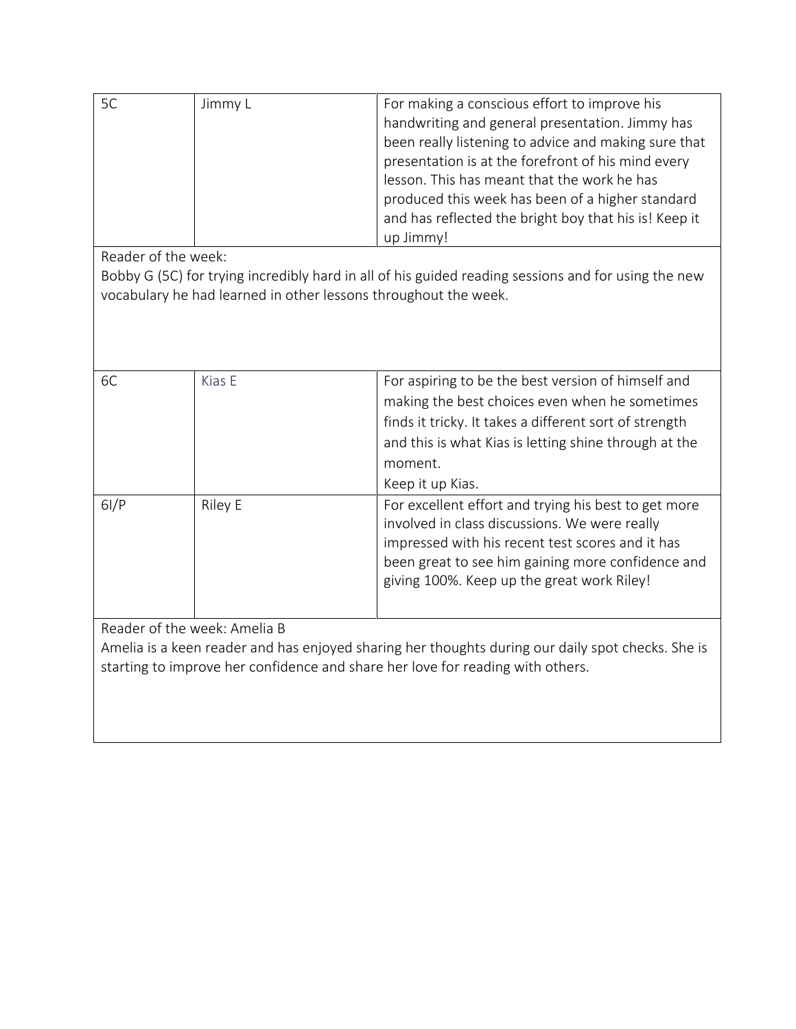| | | |
|---|---|---|
| 5C | Jimmy L | For making a conscious effort to improve his handwriting and general presentation. Jimmy has been really listening to advice and making sure that presentation is at the forefront of his mind every lesson. This has meant that the work he has produced this week has been of a higher standard and has reflected the bright boy that his is! Keep it up Jimmy! |
| Reader of the week: Bobby G (5C) for trying incredibly hard in all of his guided reading sessions and for using the new vocabulary he had learned in other lessons throughout the week. | | |
| 6C | Kias E | For aspiring to be the best version of himself and making the best choices even when he sometimes finds it tricky. It takes a different sort of strength and this is what Kias is letting shine through at the moment. Keep it up Kias. |
| 6I/P | Riley E | For excellent effort and trying his best to get more involved in class discussions. We were really impressed with his recent test scores and it has been great to see him gaining more confidence and giving 100%. Keep up the great work Riley! |
| Reader of the week: Amelia B Amelia is a keen reader and has enjoyed sharing her thoughts during our daily spot checks. She is starting to improve her confidence and share her love for reading with others. | | |